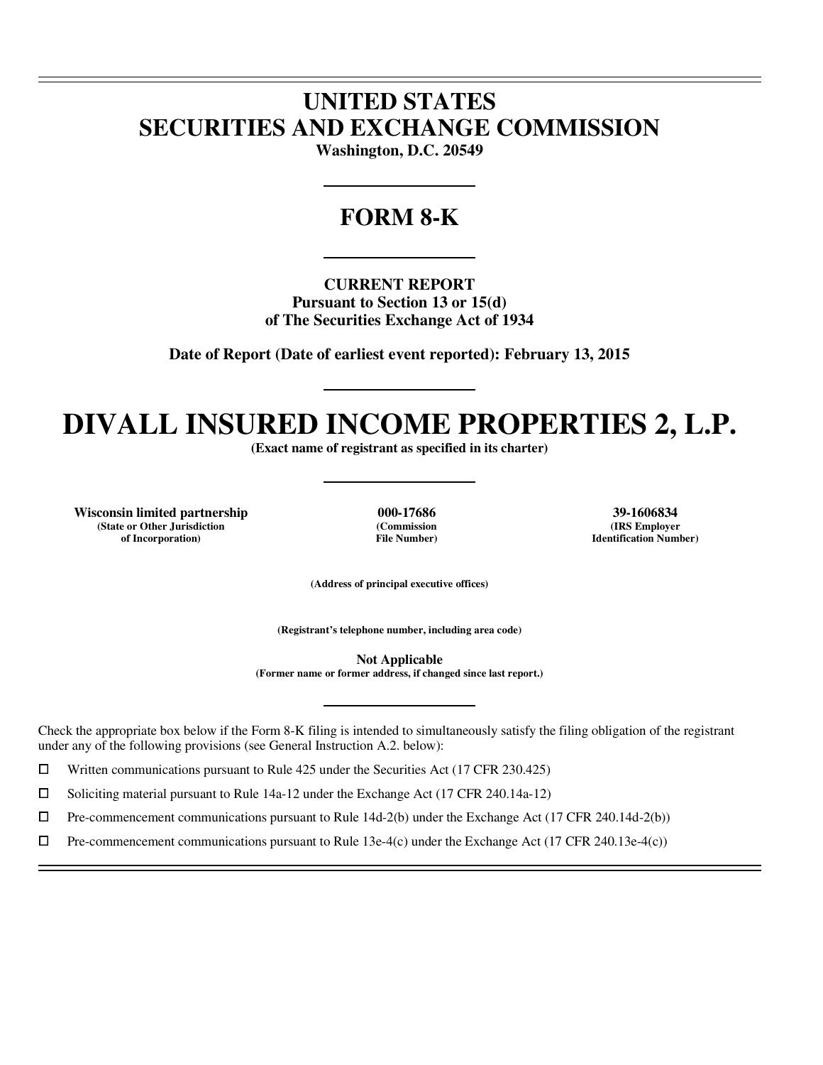# UNITED STATES
# SECURITIES AND EXCHANGE COMMISSION

**Washington, D.C. 20549**

## FORM 8-K

**CURRENT REPORT**
**Pursuant to Section 13 or 15(d)**
**of The Securities Exchange Act of 1934**

**Date of Report (Date of earliest event reported): February 13, 2015**

# DIVALL INSURED INCOME PROPERTIES 2, L.P.

**(Exact name of registrant as specified in its charter)**

| Wisconsin limited partnership | 000-17686 | 39-1606834 |
|---|---|---|
| (State or Other Jurisdiction of Incorporation) | (Commission File Number) | (IRS Employer Identification Number) |

**(Address of principal executive offices)**

**(Registrant's telephone number, including area code)**

**Not Applicable**
**(Former name or former address, if changed since last report.)**

Check the appropriate box below if the Form 8-K filing is intended to simultaneously satisfy the filing obligation of the registrant under any of the following provisions (see General Instruction A.2. below):

☐ Written communications pursuant to Rule 425 under the Securities Act (17 CFR 230.425)

☐ Soliciting material pursuant to Rule 14a-12 under the Exchange Act (17 CFR 240.14a-12)

☐ Pre-commencement communications pursuant to Rule 14d-2(b) under the Exchange Act (17 CFR 240.14d-2(b))

☐ Pre-commencement communications pursuant to Rule 13e-4(c) under the Exchange Act (17 CFR 240.13e-4(c))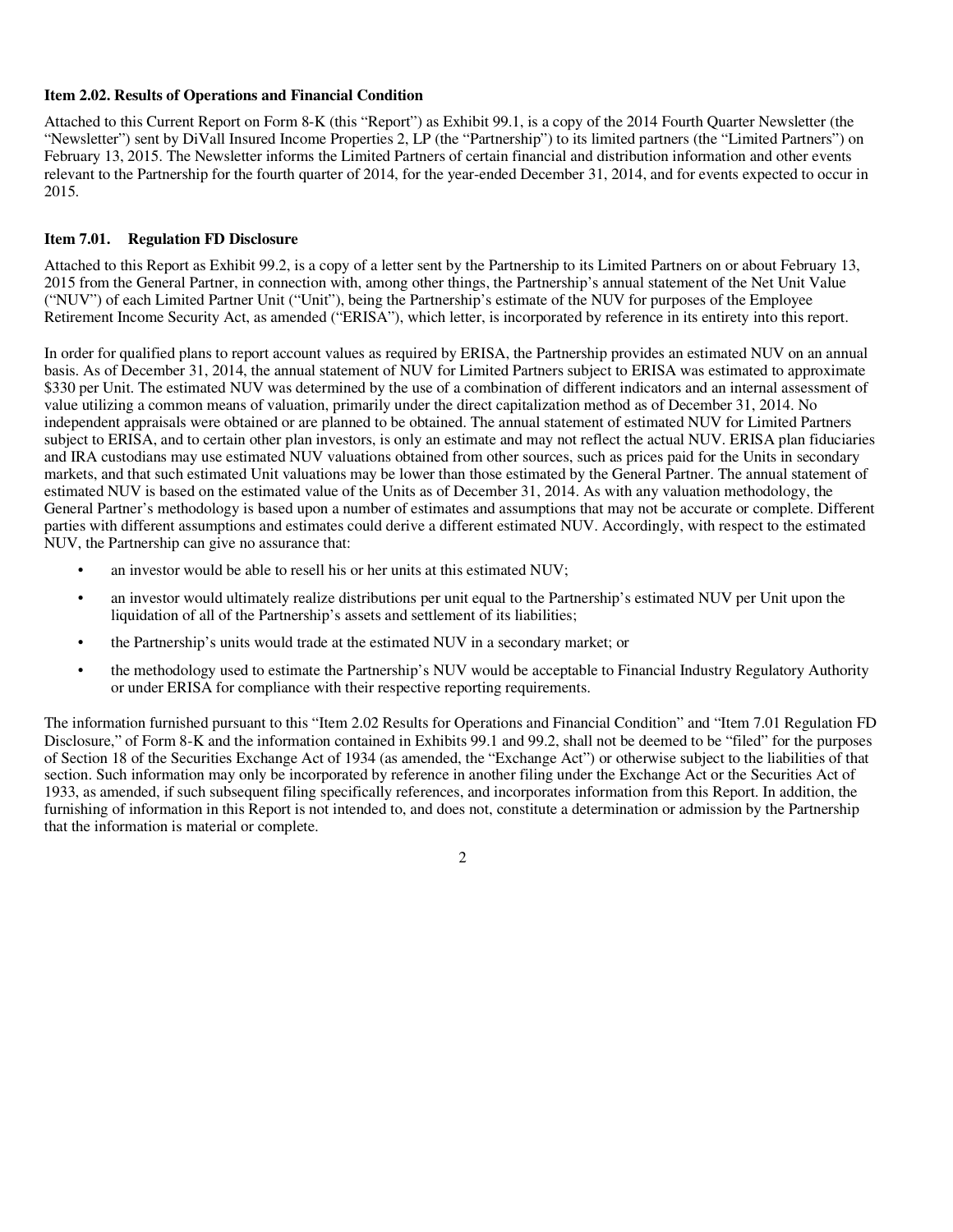**Item 2.02. Results of Operations and Financial Condition**

Attached to this Current Report on Form 8-K (this "Report") as Exhibit 99.1, is a copy of the 2014 Fourth Quarter Newsletter (the "Newsletter") sent by DiVall Insured Income Properties 2, LP (the "Partnership") to its limited partners (the "Limited Partners") on February 13, 2015. The Newsletter informs the Limited Partners of certain financial and distribution information and other events relevant to the Partnership for the fourth quarter of 2014, for the year-ended December 31, 2014, and for events expected to occur in 2015.

**Item 7.01. Regulation FD Disclosure**

Attached to this Report as Exhibit 99.2, is a copy of a letter sent by the Partnership to its Limited Partners on or about February 13, 2015 from the General Partner, in connection with, among other things, the Partnership's annual statement of the Net Unit Value ("NUV") of each Limited Partner Unit ("Unit"), being the Partnership's estimate of the NUV for purposes of the Employee Retirement Income Security Act, as amended ("ERISA"), which letter, is incorporated by reference in its entirety into this report.

In order for qualified plans to report account values as required by ERISA, the Partnership provides an estimated NUV on an annual basis. As of December 31, 2014, the annual statement of NUV for Limited Partners subject to ERISA was estimated to approximate $330 per Unit. The estimated NUV was determined by the use of a combination of different indicators and an internal assessment of value utilizing a common means of valuation, primarily under the direct capitalization method as of December 31, 2014. No independent appraisals were obtained or are planned to be obtained. The annual statement of estimated NUV for Limited Partners subject to ERISA, and to certain other plan investors, is only an estimate and may not reflect the actual NUV. ERISA plan fiduciaries and IRA custodians may use estimated NUV valuations obtained from other sources, such as prices paid for the Units in secondary markets, and that such estimated Unit valuations may be lower than those estimated by the General Partner. The annual statement of estimated NUV is based on the estimated value of the Units as of December 31, 2014. As with any valuation methodology, the General Partner's methodology is based upon a number of estimates and assumptions that may not be accurate or complete. Different parties with different assumptions and estimates could derive a different estimated NUV. Accordingly, with respect to the estimated NUV, the Partnership can give no assurance that:

- an investor would be able to resell his or her units at this estimated NUV;
- an investor would ultimately realize distributions per unit equal to the Partnership's estimated NUV per Unit upon the liquidation of all of the Partnership's assets and settlement of its liabilities;
- the Partnership's units would trade at the estimated NUV in a secondary market; or
- the methodology used to estimate the Partnership's NUV would be acceptable to Financial Industry Regulatory Authority or under ERISA for compliance with their respective reporting requirements.

The information furnished pursuant to this "Item 2.02 Results for Operations and Financial Condition" and "Item 7.01 Regulation FD Disclosure," of Form 8-K and the information contained in Exhibits 99.1 and 99.2, shall not be deemed to be "filed" for the purposes of Section 18 of the Securities Exchange Act of 1934 (as amended, the "Exchange Act") or otherwise subject to the liabilities of that section. Such information may only be incorporated by reference in another filing under the Exchange Act or the Securities Act of 1933, as amended, if such subsequent filing specifically references, and incorporates information from this Report. In addition, the furnishing of information in this Report is not intended to, and does not, constitute a determination or admission by the Partnership that the information is material or complete.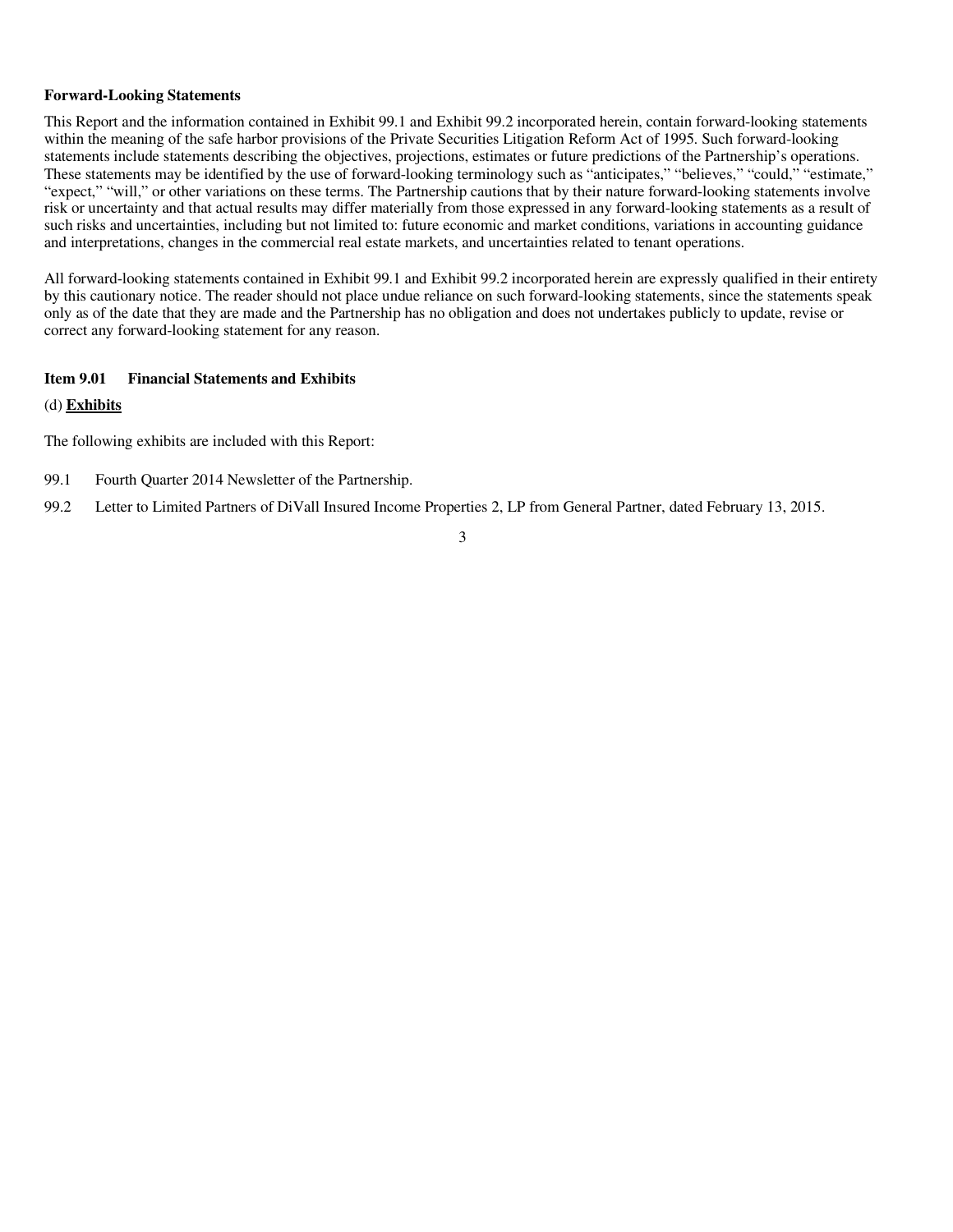**Forward-Looking Statements**

This Report and the information contained in Exhibit 99.1 and Exhibit 99.2 incorporated herein, contain forward-looking statements within the meaning of the safe harbor provisions of the Private Securities Litigation Reform Act of 1995. Such forward-looking statements include statements describing the objectives, projections, estimates or future predictions of the Partnership's operations. These statements may be identified by the use of forward-looking terminology such as "anticipates," "believes," "could," "estimate," "expect," "will," or other variations on these terms. The Partnership cautions that by their nature forward-looking statements involve risk or uncertainty and that actual results may differ materially from those expressed in any forward-looking statements as a result of such risks and uncertainties, including but not limited to: future economic and market conditions, variations in accounting guidance and interpretations, changes in the commercial real estate markets, and uncertainties related to tenant operations.

All forward-looking statements contained in Exhibit 99.1 and Exhibit 99.2 incorporated herein are expressly qualified in their entirety by this cautionary notice. The reader should not place undue reliance on such forward-looking statements, since the statements speak only as of the date that they are made and the Partnership has no obligation and does not undertakes publicly to update, revise or correct any forward-looking statement for any reason.

**Item 9.01 Financial Statements and Exhibits**

(d) **Exhibits**

The following exhibits are included with this Report:

99.1 Fourth Quarter 2014 Newsletter of the Partnership.

99.2 Letter to Limited Partners of DiVall Insured Income Properties 2, LP from General Partner, dated February 13, 2015.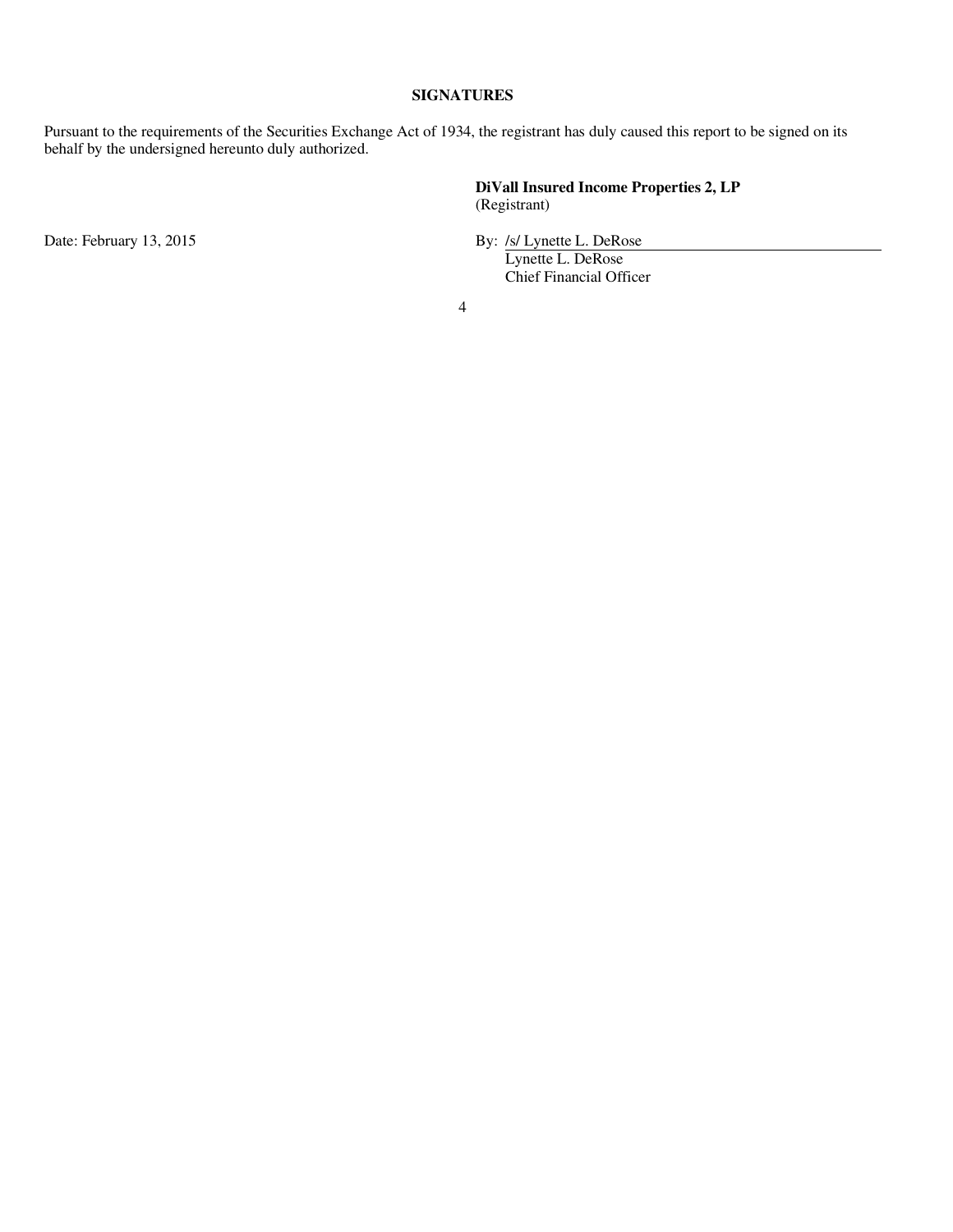**SIGNATURES**

Pursuant to the requirements of the Securities Exchange Act of 1934, the registrant has duly caused this report to be signed on its behalf by the undersigned hereunto duly authorized.

**DiVall Insured Income Properties 2, LP**
(Registrant)

Date: February 13, 2015

By: /s/ Lynette L. DeRose
Lynette L. DeRose
Chief Financial Officer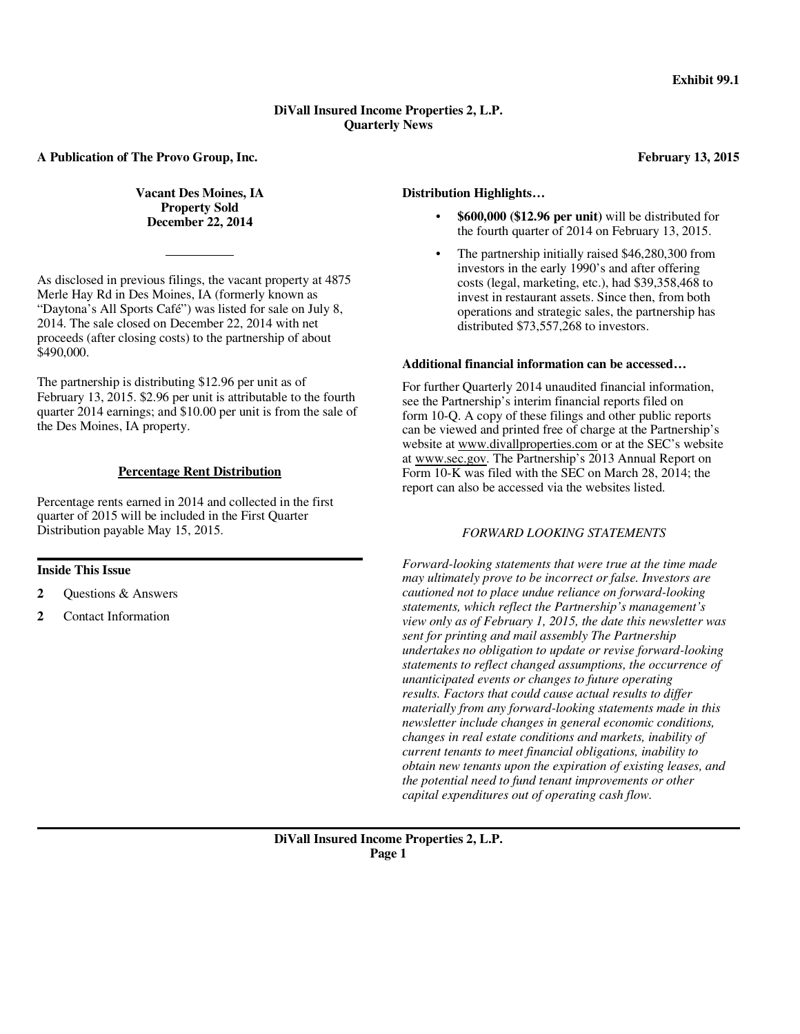**Exhibit 99.1**

**DiVall Insured Income Properties 2, L.P.**
**Quarterly News**

**A Publication of The Provo Group, Inc.** **February 13, 2015**

## Vacant Des Moines, IA Property Sold December 22, 2014

As disclosed in previous filings, the vacant property at 4875 Merle Hay Rd in Des Moines, IA (formerly known as "Daytona's All Sports Café") was listed for sale on July 8, 2014. The sale closed on December 22, 2014 with net proceeds (after closing costs) to the partnership of about $490,000.

The partnership is distributing $12.96 per unit as of February 13, 2015. $2.96 per unit is attributable to the fourth quarter 2014 earnings; and $10.00 per unit is from the sale of the Des Moines, IA property.

### Percentage Rent Distribution

Percentage rents earned in 2014 and collected in the first quarter of 2015 will be included in the First Quarter Distribution payable May 15, 2015.

**Inside This Issue**

**2** Questions & Answers

**2** Contact Information

### Distribution Highlights…

- **$600,000 ($12.96 per unit)** will be distributed for the fourth quarter of 2014 on February 13, 2015.
- The partnership initially raised $46,280,300 from investors in the early 1990's and after offering costs (legal, marketing, etc.), had $39,358,468 to invest in restaurant assets. Since then, from both operations and strategic sales, the partnership has distributed $73,557,268 to investors.

### Additional financial information can be accessed…

For further Quarterly 2014 unaudited financial information, see the Partnership's interim financial reports filed on form 10-Q. A copy of these filings and other public reports can be viewed and printed free of charge at the Partnership's website at www.divallproperties.com or at the SEC's website at www.sec.gov. The Partnership's 2013 Annual Report on Form 10-K was filed with the SEC on March 28, 2014; the report can also be accessed via the websites listed.

*FORWARD LOOKING STATEMENTS*

*Forward-looking statements that were true at the time made may ultimately prove to be incorrect or false. Investors are cautioned not to place undue reliance on forward-looking statements, which reflect the Partnership's management's view only as of February 1, 2015, the date this newsletter was sent for printing and mail assembly The Partnership undertakes no obligation to update or revise forward-looking statements to reflect changed assumptions, the occurrence of unanticipated events or changes to future operating results. Factors that could cause actual results to differ materially from any forward-looking statements made in this newsletter include changes in general economic conditions, changes in real estate conditions and markets, inability of current tenants to meet financial obligations, inability to obtain new tenants upon the expiration of existing leases, and the potential need to fund tenant improvements or other capital expenditures out of operating cash flow.*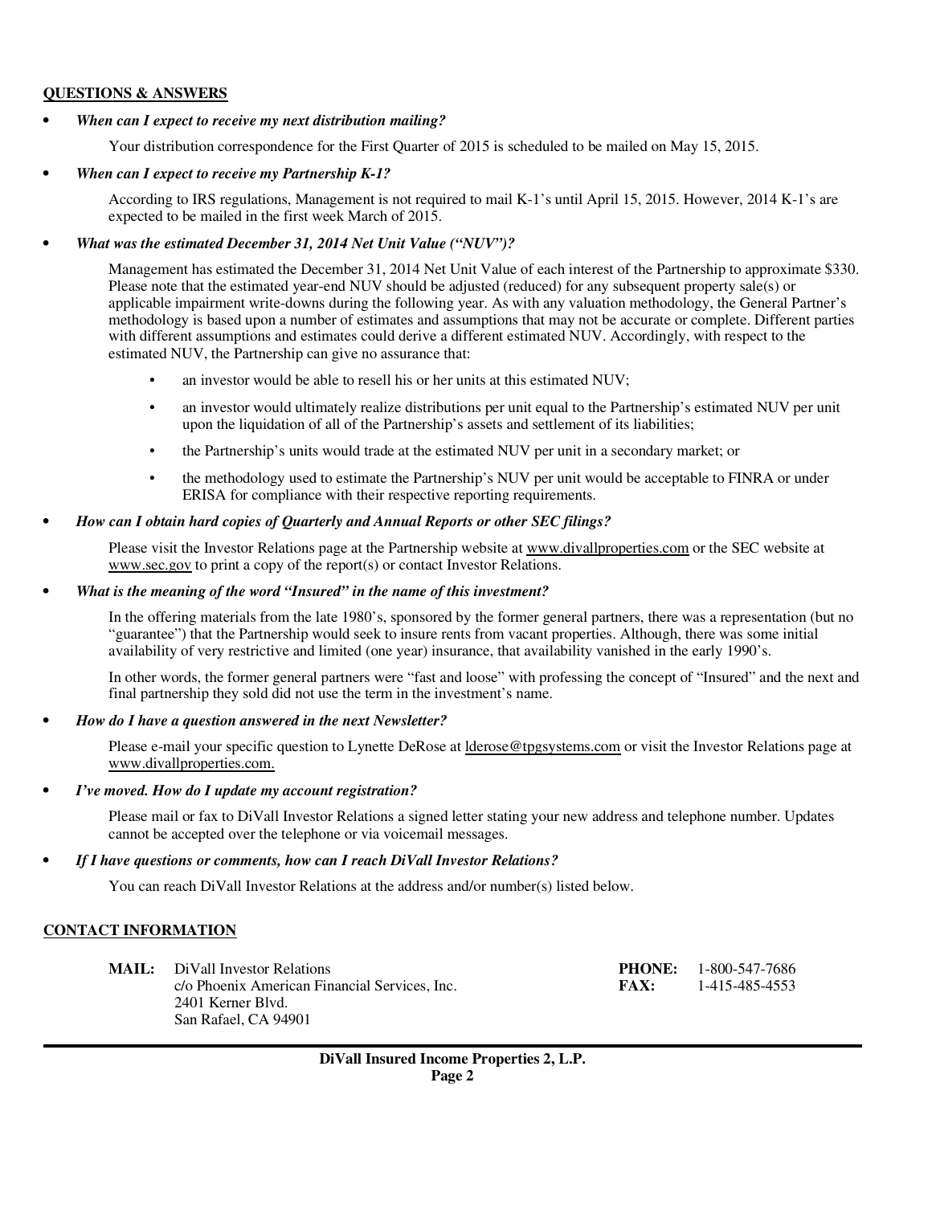## QUESTIONS & ANSWERS

- ***When can I expect to receive my next distribution mailing?***

  Your distribution correspondence for the First Quarter of 2015 is scheduled to be mailed on May 15, 2015.

- ***When can I expect to receive my Partnership K-1?***

  According to IRS regulations, Management is not required to mail K-1's until April 15, 2015. However, 2014 K-1's are expected to be mailed in the first week March of 2015.

- ***What was the estimated December 31, 2014 Net Unit Value ("NUV")?***

  Management has estimated the December 31, 2014 Net Unit Value of each interest of the Partnership to approximate $330. Please note that the estimated year-end NUV should be adjusted (reduced) for any subsequent property sale(s) or applicable impairment write-downs during the following year. As with any valuation methodology, the General Partner's methodology is based upon a number of estimates and assumptions that may not be accurate or complete. Different parties with different assumptions and estimates could derive a different estimated NUV. Accordingly, with respect to the estimated NUV, the Partnership can give no assurance that:

  - an investor would be able to resell his or her units at this estimated NUV;
  - an investor would ultimately realize distributions per unit equal to the Partnership's estimated NUV per unit upon the liquidation of all of the Partnership's assets and settlement of its liabilities;
  - the Partnership's units would trade at the estimated NUV per unit in a secondary market; or
  - the methodology used to estimate the Partnership's NUV per unit would be acceptable to FINRA or under ERISA for compliance with their respective reporting requirements.

- ***How can I obtain hard copies of Quarterly and Annual Reports or other SEC filings?***

  Please visit the Investor Relations page at the Partnership website at www.divallproperties.com or the SEC website at www.sec.gov to print a copy of the report(s) or contact Investor Relations.

- ***What is the meaning of the word "Insured" in the name of this investment?***

  In the offering materials from the late 1980's, sponsored by the former general partners, there was a representation (but no "guarantee") that the Partnership would seek to insure rents from vacant properties. Although, there was some initial availability of very restrictive and limited (one year) insurance, that availability vanished in the early 1990's.

  In other words, the former general partners were "fast and loose" with professing the concept of "Insured" and the next and final partnership they sold did not use the term in the investment's name.

- ***How do I have a question answered in the next Newsletter?***

  Please e-mail your specific question to Lynette DeRose at lderose@tpgsystems.com or visit the Investor Relations page at www.divallproperties.com.

- ***I've moved. How do I update my account registration?***

  Please mail or fax to DiVall Investor Relations a signed letter stating your new address and telephone number. Updates cannot be accepted over the telephone or via voicemail messages.

- ***If I have questions or comments, how can I reach DiVall Investor Relations?***

  You can reach DiVall Investor Relations at the address and/or number(s) listed below.

## CONTACT INFORMATION

**MAIL:** DiVall Investor Relations
c/o Phoenix American Financial Services, Inc.
2401 Kerner Blvd.
San Rafael, CA 94901

**PHONE:** 1-800-547-7686
**FAX:** 1-415-485-4553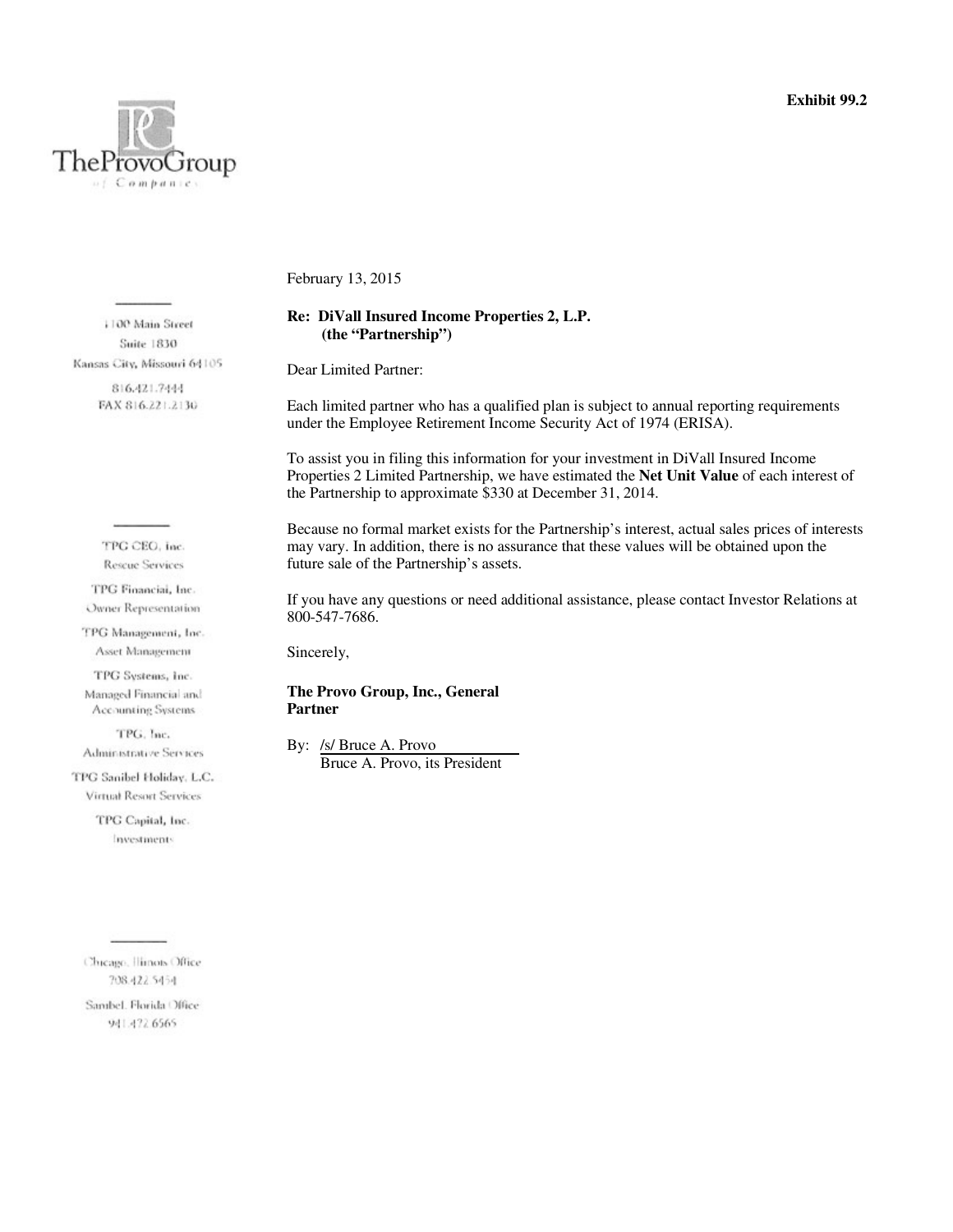**Exhibit 99.2**

The Provo Group
of Companies

1100 Main Street
Suite 1830
Kansas City, Missouri 64105
816.421.7444
FAX 816.221.2130

TPG CEO, Inc.
Rescue Services

TPG Financial, Inc.
Owner Representation

TPG Management, Inc.
Asset Management

TPG Systems, Inc.
Managed Financial and
Accounting Systems

TPG, Inc.
Administrative Services

TPG Sanibel Holiday, L.C.
Virtual Resort Services

TPG Capital, Inc.
Investments

Chicago, Illinois Office
708.422.5454

Sanibel, Florida Office
941.472.6565

February 13, 2015

**Re: DiVall Insured Income Properties 2, L.P.
(the "Partnership")**

Dear Limited Partner:

Each limited partner who has a qualified plan is subject to annual reporting requirements under the Employee Retirement Income Security Act of 1974 (ERISA).

To assist you in filing this information for your investment in DiVall Insured Income Properties 2 Limited Partnership, we have estimated the **Net Unit Value** of each interest of the Partnership to approximate $330 at December 31, 2014.

Because no formal market exists for the Partnership's interest, actual sales prices of interests may vary. In addition, there is no assurance that these values will be obtained upon the future sale of the Partnership's assets.

If you have any questions or need additional assistance, please contact Investor Relations at 800-547-7686.

Sincerely,

**The Provo Group, Inc., General Partner**

By: /s/ Bruce A. Provo
Bruce A. Provo, its President